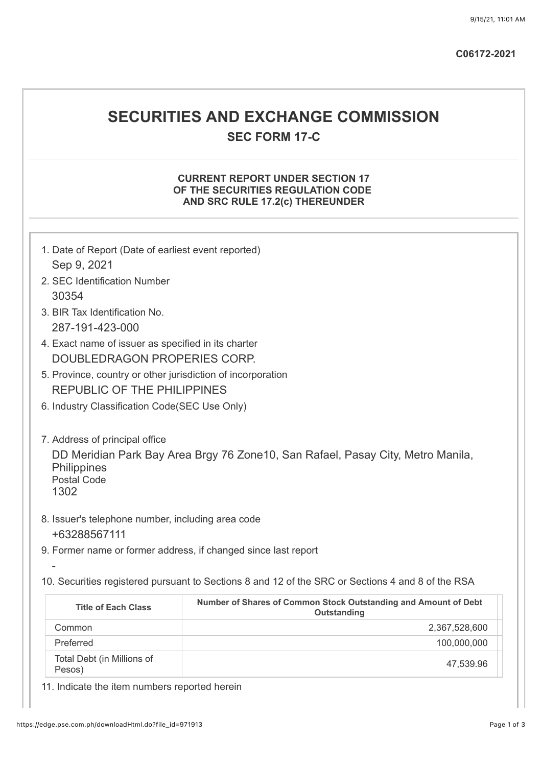C06172-2021

# SECURITIES AND EXCHANGE COMMISSION

## SEC FORM 17-C

### CURRENT REPORT UNDER SECTION 17 OF THE SECURITIES REGULATION CODE AND SRC RULE 17.2(c) THEREUNDER

1. Date of Report (Date of earliest event reported)
   Sep 9, 2021
2. SEC Identification Number
   30354
3. BIR Tax Identification No.
   287-191-423-000
4. Exact name of issuer as specified in its charter
   DOUBLEDRAGON PROPERIES CORP.
5. Province, country or other jurisdiction of incorporation
   REPUBLIC OF THE PHILIPPINES
6. Industry Classification Code(SEC Use Only)

7. Address of principal office
   DD Meridian Park Bay Area Brgy 76 Zone10, San Rafael, Pasay City, Metro Manila, Philippines
   Postal Code
   1302
8. Issuer's telephone number, including area code
   +63288567111
9. Former name or former address, if changed since last report
   -
10. Securities registered pursuant to Sections 8 and 12 of the SRC or Sections 4 and 8 of the RSA

| Title of Each Class | Number of Shares of Common Stock Outstanding and Amount of Debt Outstanding |
|---|---|
| Common | 2,367,528,600 |
| Preferred | 100,000,000 |
| Total Debt (in Millions of Pesos) | 47,539.96 |

11. Indicate the item numbers reported herein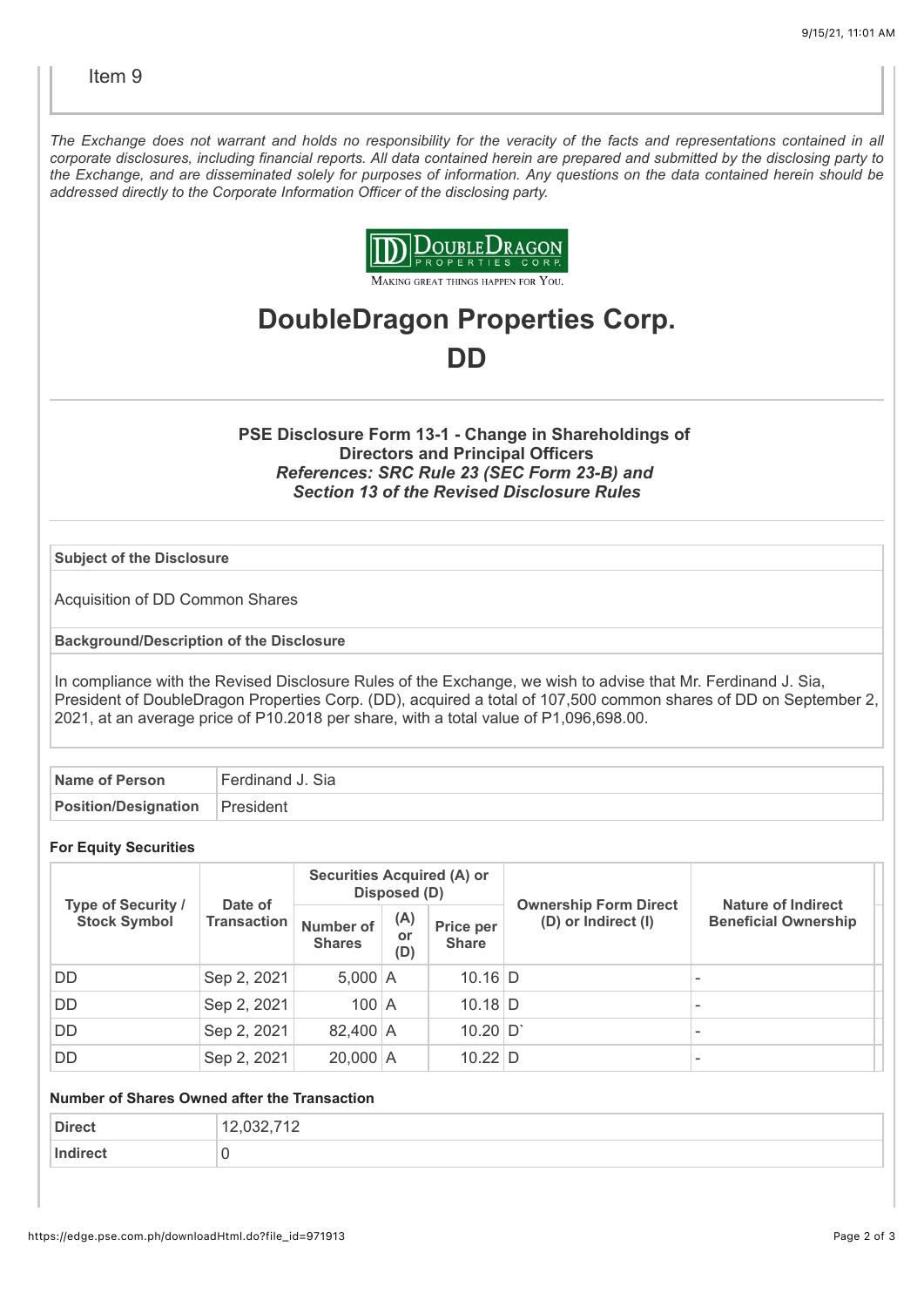Item 9

*The Exchange does not warrant and holds no responsibility for the veracity of the facts and representations contained in all corporate disclosures, including financial reports. All data contained herein are prepared and submitted by the disclosing party to the Exchange, and are disseminated solely for purposes of information. Any questions on the data contained herein should be addressed directly to the Corporate Information Officer of the disclosing party.*

DoubleDragon PROPERTIES CORP.
MAKING GREAT THINGS HAPPEN FOR YOU.

# DoubleDragon Properties Corp.

# DD

### PSE Disclosure Form 13-1 - Change in Shareholdings of Directors and Principal Officers
***References: SRC Rule 23 (SEC Form 23-B) and Section 13 of the Revised Disclosure Rules***

**Subject of the Disclosure**

Acquisition of DD Common Shares

**Background/Description of the Disclosure**

In compliance with the Revised Disclosure Rules of the Exchange, we wish to advise that Mr. Ferdinand J. Sia, President of DoubleDragon Properties Corp. (DD), acquired a total of 107,500 common shares of DD on September 2, 2021, at an average price of P10.2018 per share, with a total value of P1,096,698.00.

| | |
|---|---|
| **Name of Person** | Ferdinand J. Sia |
| **Position/Designation** | President |

**For Equity Securities**

| Type of Security / Stock Symbol | Date of Transaction | Securities Acquired (A) or Disposed (D) | | | Ownership Form Direct (D) or Indirect (I) | Nature of Indirect Beneficial Ownership |
|---|---|---|---|---|---|---|
| | | Number of Shares | (A) or (D) | Price per Share | | |
| DD | Sep 2, 2021 | 5,000 | A | 10.16 | D | - |
| DD | Sep 2, 2021 | 100 | A | 10.18 | D | - |
| DD | Sep 2, 2021 | 82,400 | A | 10.20 | D` | - |
| DD | Sep 2, 2021 | 20,000 | A | 10.22 | D | - |

**Number of Shares Owned after the Transaction**

| | |
|---|---|
| **Direct** | 12,032,712 |
| **Indirect** | 0 |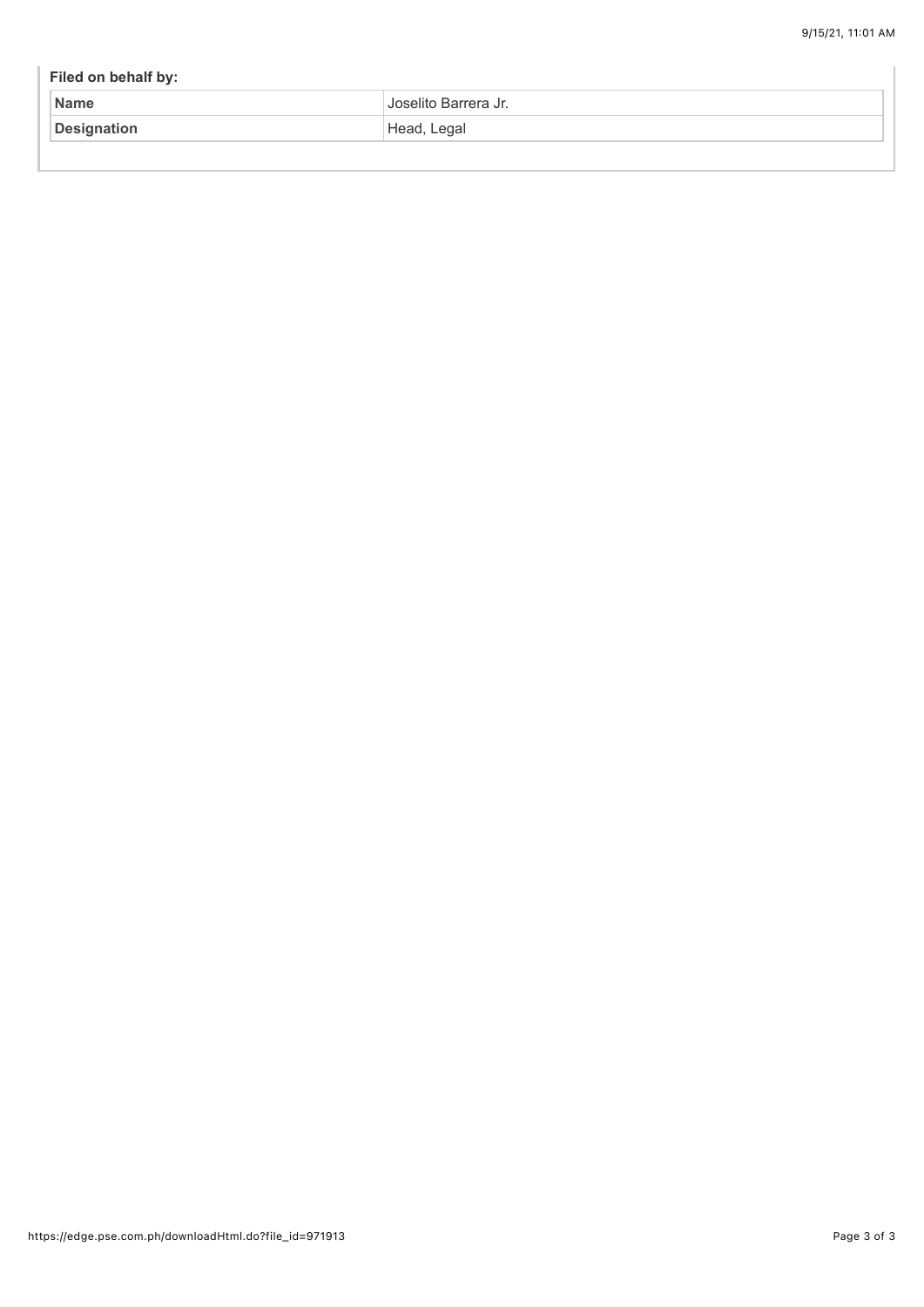**Filed on behalf by:**

| | |
|---|---|
| **Name** | Joselito Barrera Jr. |
| **Designation** | Head, Legal |